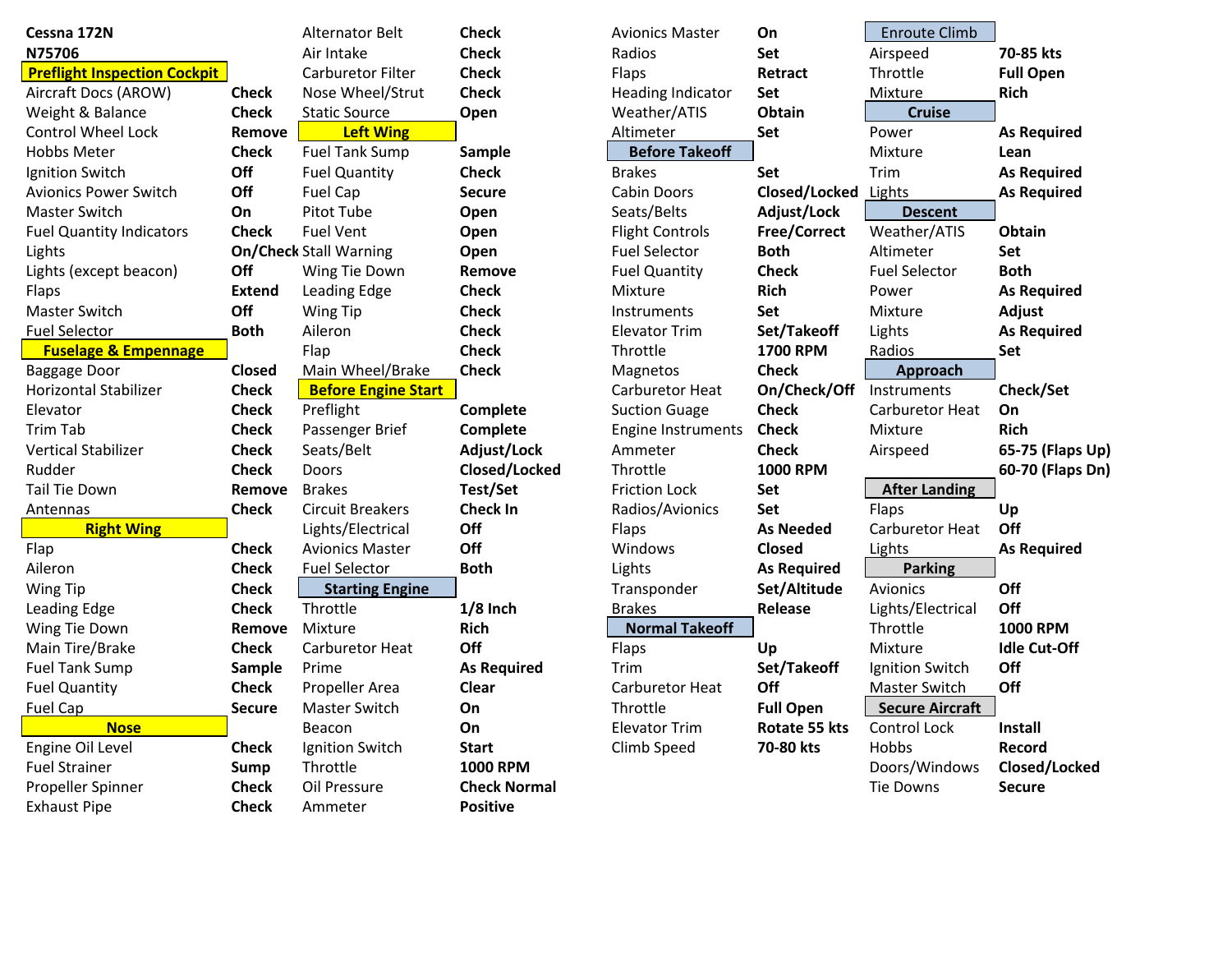**Cessna 172N**
**N75706**

## Preflight Inspection Cockpit

| Item | Action |
|---|---|
| Aircraft Docs (AROW) | **Check** |
| Weight & Balance | **Check** |
| Control Wheel Lock | **Remove** |
| Hobbs Meter | **Check** |
| Ignition Switch | **Off** |
| Avionics Power Switch | **Off** |
| Master Switch | **On** |
| Fuel Quantity Indicators | **Check** |
| Lights | **On/Check** |
| Lights (except beacon) | **Off** |
| Flaps | **Extend** |
| Master Switch | **Off** |
| Fuel Selector | **Both** |

## Fuselage & Empennage

| Item | Action |
|---|---|
| Baggage Door | **Closed** |
| Horizontal Stabilizer | **Check** |
| Elevator | **Check** |
| Trim Tab | **Check** |
| Vertical Stabilizer | **Check** |
| Rudder | **Check** |
| Tail Tie Down | **Remove** |
| Antennas | **Check** |

## Right Wing

| Item | Action |
|---|---|
| Flap | **Check** |
| Aileron | **Check** |
| Wing Tip | **Check** |
| Leading Edge | **Check** |
| Wing Tie Down | **Remove** |
| Main Tire/Brake | **Check** |
| Fuel Tank Sump | **Sample** |
| Fuel Quantity | **Check** |
| Fuel Cap | **Secure** |

## Nose

| Item | Action |
|---|---|
| Engine Oil Level | **Check** |
| Fuel Strainer | **Sump** |
| Propeller Spinner | **Check** |
| Exhaust Pipe | **Check** |
| Alternator Belt | **Check** |
| Air Intake | **Check** |
| Carburetor Filter | **Check** |
| Nose Wheel/Strut | **Check** |
| Static Source | **Open** |

## Left Wing

| Item | Action |
|---|---|
| Fuel Tank Sump | **Sample** |
| Fuel Quantity | **Check** |
| Fuel Cap | **Secure** |
| Pitot Tube | **Open** |
| Fuel Vent | **Open** |
| Stall Warning | **Open** |
| Wing Tie Down | **Remove** |
| Leading Edge | **Check** |
| Wing Tip | **Check** |
| Aileron | **Check** |
| Flap | **Check** |
| Main Wheel/Brake | **Check** |

## Before Engine Start

| Item | Action |
|---|---|
| Preflight | **Complete** |
| Passenger Brief | **Complete** |
| Seats/Belt | **Adjust/Lock** |
| Doors | **Closed/Locked** |
| Brakes | **Test/Set** |
| Circuit Breakers | **Check In** |
| Lights/Electrical | **Off** |
| Avionics Master | **Off** |
| Fuel Selector | **Both** |

## Starting Engine

| Item | Action |
|---|---|
| Throttle | **1/8 Inch** |
| Mixture | **Rich** |
| Carburetor Heat | **Off** |
| Prime | **As Required** |
| Propeller Area | **Clear** |
| Master Switch | **On** |
| Beacon | **On** |
| Ignition Switch | **Start** |
| Throttle | **1000 RPM** |
| Oil Pressure | **Check Normal** |
| Ammeter | **Positive** |
| Avionics Master | **On** |
| Radios | **Set** |
| Flaps | **Retract** |
| Heading Indicator | **Set** |
| Weather/ATIS | **Obtain** |
| Altimeter | **Set** |

## Before Takeoff

| Item | Action |
|---|---|
| Brakes | **Set** |
| Cabin Doors | **Closed/Locked** |
| Seats/Belts | **Adjust/Lock** |
| Flight Controls | **Free/Correct** |
| Fuel Selector | **Both** |
| Fuel Quantity | **Check** |
| Mixture | **Rich** |
| Instruments | **Set** |
| Elevator Trim | **Set/Takeoff** |
| Throttle | **1700 RPM** |
| Magnetos | **Check** |
| Carburetor Heat | **On/Check/Off** |
| Suction Guage | **Check** |
| Engine Instruments | **Check** |
| Ammeter | **Check** |
| Throttle | **1000 RPM** |
| Friction Lock | **Set** |
| Radios/Avionics | **Set** |
| Flaps | **As Needed** |
| Windows | **Closed** |
| Lights | **As Required** |
| Transponder | **Set/Altitude** |
| Brakes | **Release** |

## Normal Takeoff

| Item | Action |
|---|---|
| Flaps | **Up** |
| Trim | **Set/Takeoff** |
| Carburetor Heat | **Off** |
| Throttle | **Full Open** |
| Elevator Trim | **Rotate 55 kts** |
| Climb Speed | **70-80 kts** |

## Enroute Climb

| Item | Action |
|---|---|
| Airspeed | **70-85 kts** |
| Throttle | **Full Open** |
| Mixture | **Rich** |

## Cruise

| Item | Action |
|---|---|
| Power | **As Required** |
| Mixture | **Lean** |
| Trim | **As Required** |
| Lights | **As Required** |

## Descent

| Item | Action |
|---|---|
| Weather/ATIS | **Obtain** |
| Altimeter | **Set** |
| Fuel Selector | **Both** |
| Power | **As Required** |
| Mixture | **Adjust** |
| Lights | **As Required** |
| Radios | **Set** |

## Approach

| Item | Action |
|---|---|
| Instruments | **Check/Set** |
| Carburetor Heat | **On** |
| Mixture | **Rich** |
| Airspeed | **65-75 (Flaps Up)** |
| | **60-70 (Flaps Dn)** |

## After Landing

| Item | Action |
|---|---|
| Flaps | **Up** |
| Carburetor Heat | **Off** |
| Lights | **As Required** |

## Parking

| Item | Action |
|---|---|
| Avionics | **Off** |
| Lights/Electrical | **Off** |
| Throttle | **1000 RPM** |
| Mixture | **Idle Cut-Off** |
| Ignition Switch | **Off** |
| Master Switch | **Off** |

## Secure Aircraft

| Item | Action |
|---|---|
| Control Lock | **Install** |
| Hobbs | **Record** |
| Doors/Windows | **Closed/Locked** |
| Tie Downs | **Secure** |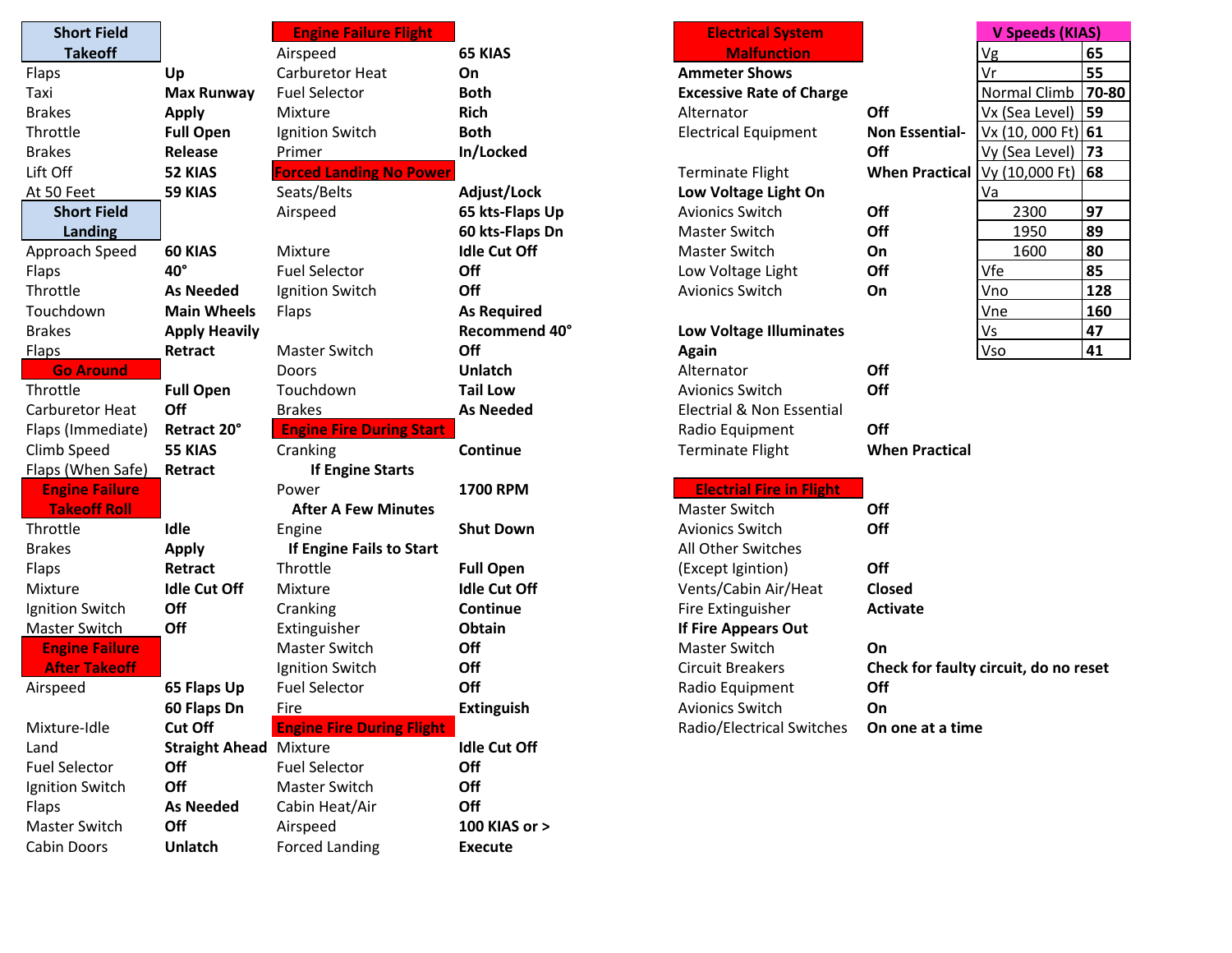## Short Field Takeoff

| | |
|---|---|
| Flaps | **Up** |
| Taxi | **Max Runway** |
| Brakes | **Apply** |
| Throttle | **Full Open** |
| Brakes | **Release** |
| Lift Off | **52 KIAS** |
| At 50 Feet | **59 KIAS** |

## Short Field Landing

| | |
|---|---|
| Approach Speed | **60 KIAS** |
| Flaps | **40°** |
| Throttle | **As Needed** |
| Touchdown | **Main Wheels** |
| Brakes | **Apply Heavily** |
| Flaps | **Retract** |

## Go Around

| | |
|---|---|
| Throttle | **Full Open** |
| Carburetor Heat | **Off** |
| Flaps (Immediate) | **Retract 20°** |
| Climb Speed | **55 KIAS** |
| Flaps (When Safe) | **Retract** |

## Engine Failure Takeoff Roll

| | |
|---|---|
| Throttle | **Idle** |
| Brakes | **Apply** |
| Flaps | **Retract** |
| Mixture | **Idle Cut Off** |
| Ignition Switch | **Off** |
| Master Switch | **Off** |

## Engine Failure After Takeoff

| | |
|---|---|
| Airspeed | **65 Flaps Up** |
| | **60 Flaps Dn** |
| Mixture-Idle | **Cut Off** |
| Land | **Straight Ahead** |
| Fuel Selector | **Off** |
| Ignition Switch | **Off** |
| Flaps | **As Needed** |
| Master Switch | **Off** |
| Cabin Doors | **Unlatch** |

## Engine Failure Flight

| | |
|---|---|
| Airspeed | **65 KIAS** |
| Carburetor Heat | **On** |
| Fuel Selector | **Both** |
| Mixture | **Rich** |
| Ignition Switch | **Both** |
| Primer | **In/Locked** |

## Forced Landing No Power

| | |
|---|---|
| Seats/Belts | **Adjust/Lock** |
| Airspeed | **65 kts-Flaps Up** |
| | **60 kts-Flaps Dn** |
| Mixture | **Idle Cut Off** |
| Fuel Selector | **Off** |
| Ignition Switch | **Off** |
| Flaps | **As Required** |
| | **Recommend 40°** |
| Master Switch | **Off** |
| Doors | **Unlatch** |
| Touchdown | **Tail Low** |
| Brakes | **As Needed** |

## Engine Fire During Start

| | |
|---|---|
| Cranking | **Continue** |
| **If Engine Starts** | |
| Power | **1700 RPM** |
| **After A Few Minutes** | |
| Engine | **Shut Down** |
| **If Engine Fails to Start** | |
| Throttle | **Full Open** |
| Mixture | **Idle Cut Off** |
| Cranking | **Continue** |
| Extinguisher | **Obtain** |
| Master Switch | **Off** |
| Ignition Switch | **Off** |
| Fuel Selector | **Off** |
| Fire | **Extinguish** |

## Engine Fire During Flight

| | |
|---|---|
| Mixture | **Idle Cut Off** |
| Fuel Selector | **Off** |
| Master Switch | **Off** |
| Cabin Heat/Air | **Off** |
| Airspeed | **100 KIAS or >** |
| Forced Landing | **Execute** |

## Electrical System Malfunction

| | |
|---|---|
| **Ammeter Shows** | |
| **Excessive Rate of Charge** | |
| Alternator | **Off** |
| Electrical Equipment | **Non Essential-Off** |
| Terminate Flight | **When Practical** |
| **Low Voltage Light On** | |
| Avionics Switch | **Off** |
| Master Switch | **Off** |
| Master Switch | **On** |
| Low Voltage Light | **Off** |
| Avionics Switch | **On** |
| **Low Voltage Illuminates Again** | |
| Alternator | **Off** |
| Avionics Switch | **Off** |
| Electrial & Non Essential | |
| Radio Equipment | **Off** |
| Terminate Flight | **When Practical** |

## Electrial Fire in Flight

| | |
|---|---|
| Master Switch | **Off** |
| Avionics Switch | **Off** |
| All Other Switches | |
| (Except Igintion) | **Off** |
| Vents/Cabin Air/Heat | **Closed** |
| Fire Extinguisher | **Activate** |
| **If Fire Appears Out** | |
| Master Switch | **On** |
| Circuit Breakers | **Check for faulty circuit, do no reset** |
| Radio Equipment | **Off** |
| Avionics Switch | **On** |
| Radio/Electrical Switches | **On one at a time** |

## V Speeds (KIAS)

| | |
|---|---|
| Vg | **65** |
| Vr | **55** |
| Normal Climb | **70-80** |
| Vx (Sea Level) | **59** |
| Vx (10, 000 Ft) | **61** |
| Vy (Sea Level) | **73** |
| Vy (10,000 Ft) | **68** |
| Va | |
| 2300 | **97** |
| 1950 | **89** |
| 1600 | **80** |
| Vfe | **85** |
| Vno | **128** |
| Vne | **160** |
| Vs | **47** |
| Vso | **41** |